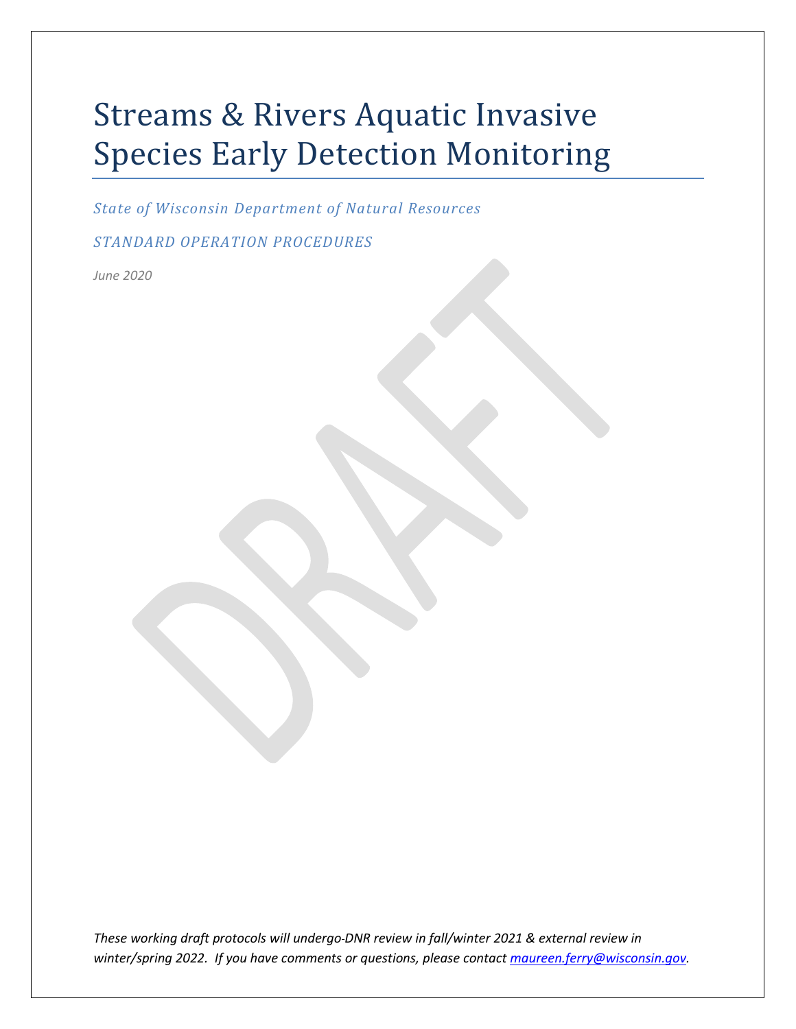# Streams & Rivers Aquatic Invasive Species Early Detection Monitoring

*State of Wisconsin Department of Natural Resources*

*STANDARD OPERATION PROCEDURES*

*June 2020*

*These working draft protocols will undergo-DNR review in fall/winter 2021 & external review in winter/spring 2022. If you have comments or questions, please contact [maureen.ferry@wisconsin.gov](mailto:maureen.ferry@wisconsin.gov).*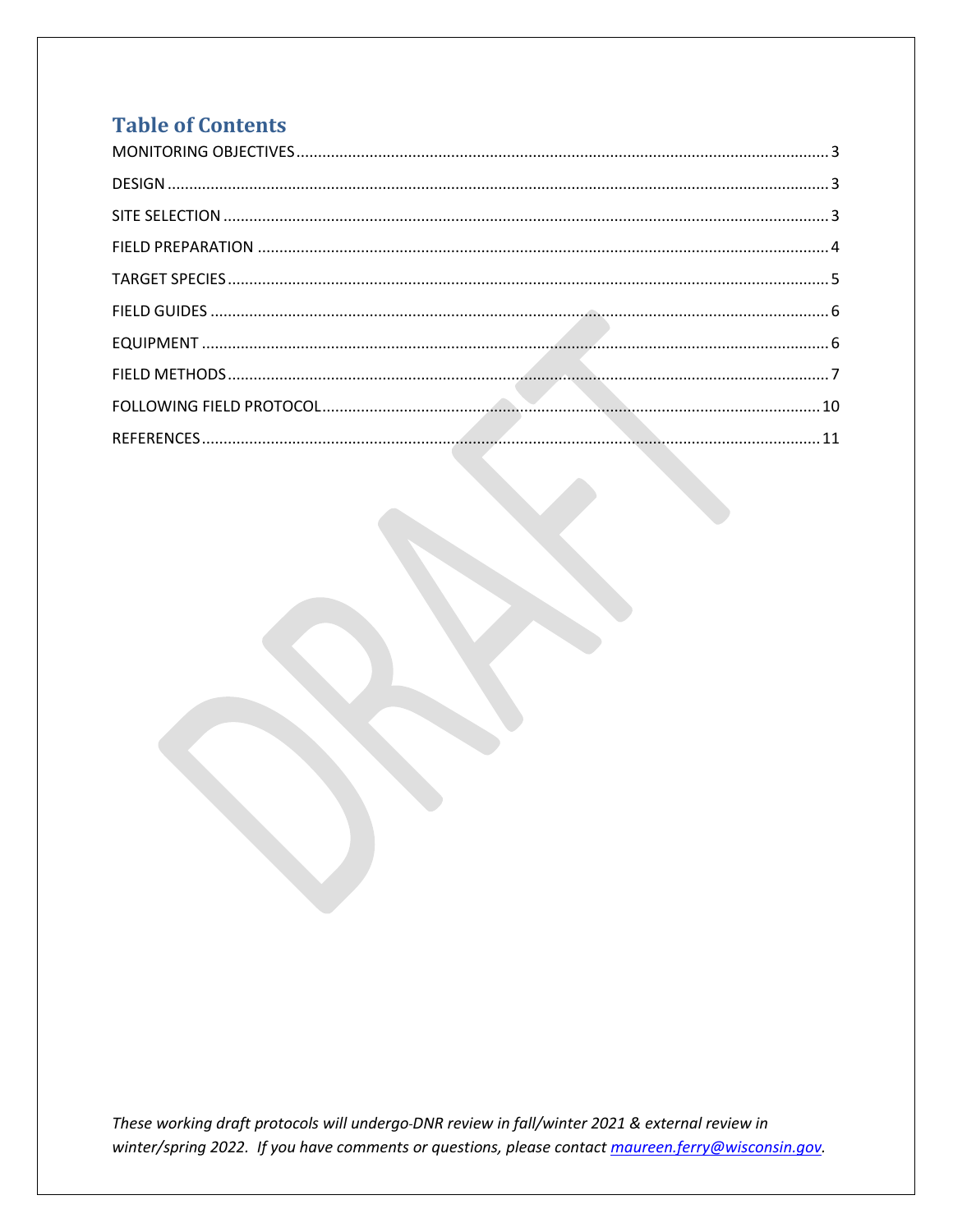# Table of Contents

MONITORING OBJECTIVES .......... 3

DESIGN .......... 3

SITE SELECTION .......... 3

FIELD PREPARATION .......... 4

TARGET SPECIES .......... 5

FIELD GUIDES .......... 6

EQUIPMENT .......... 6

FIELD METHODS .......... 7

FOLLOWING FIELD PROTOCOL .......... 10

REFERENCES .......... 11

*These working draft protocols will undergo DNR review in fall/winter 2021 & external review in winter/spring 2022. If you have comments or questions, please contact [maureen.ferry@wisconsin.gov](mailto:maureen.ferry@wisconsin.gov).*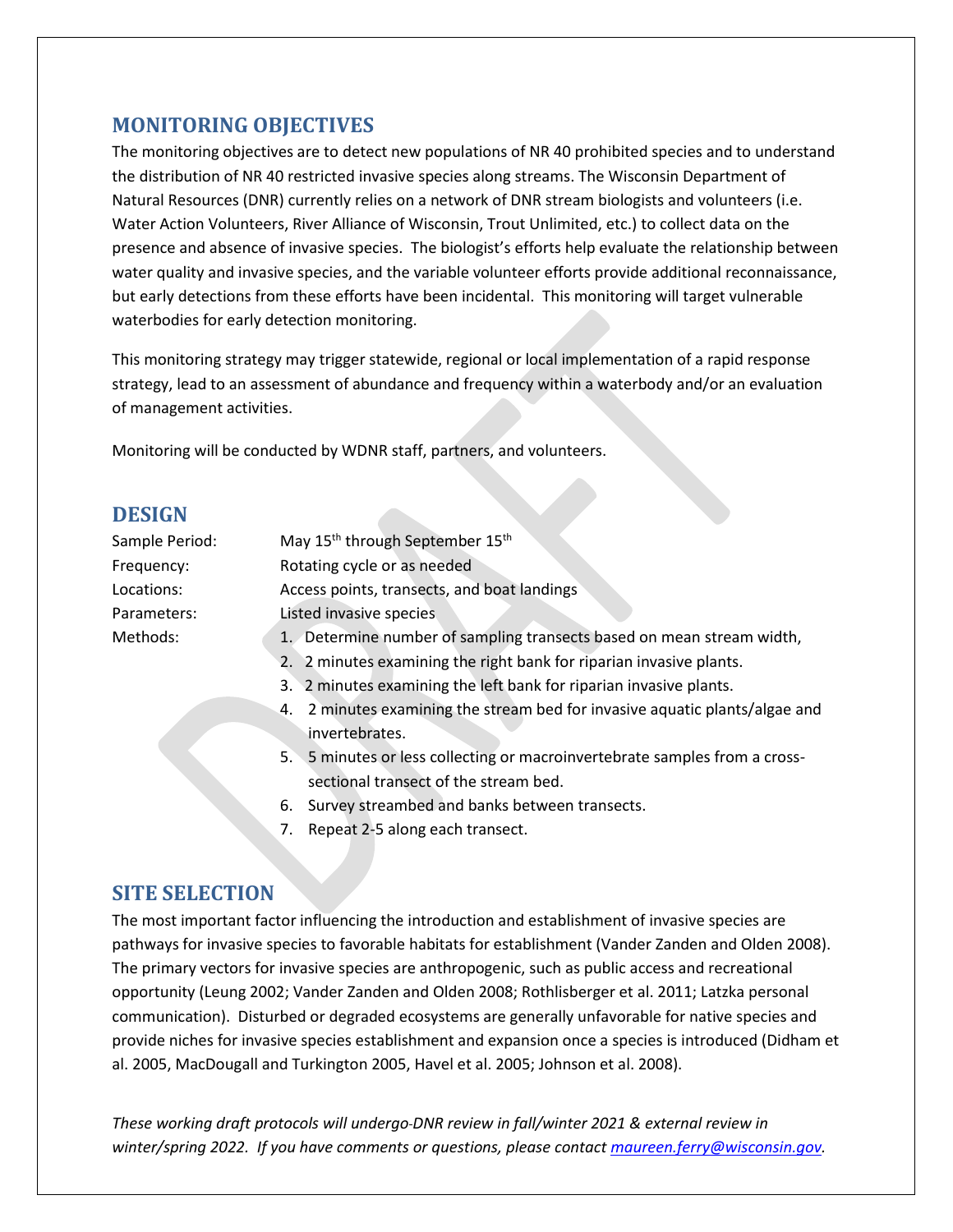## MONITORING OBJECTIVES

The monitoring objectives are to detect new populations of NR 40 prohibited species and to understand the distribution of NR 40 restricted invasive species along streams. The Wisconsin Department of Natural Resources (DNR) currently relies on a network of DNR stream biologists and volunteers (i.e. Water Action Volunteers, River Alliance of Wisconsin, Trout Unlimited, etc.) to collect data on the presence and absence of invasive species. The biologist's efforts help evaluate the relationship between water quality and invasive species, and the variable volunteer efforts provide additional reconnaissance, but early detections from these efforts have been incidental. This monitoring will target vulnerable waterbodies for early detection monitoring.

This monitoring strategy may trigger statewide, regional or local implementation of a rapid response strategy, lead to an assessment of abundance and frequency within a waterbody and/or an evaluation of management activities.

Monitoring will be conducted by WDNR staff, partners, and volunteers.

## DESIGN

Sample Period: May 15th through September 15th

Frequency: Rotating cycle or as needed

Locations: Access points, transects, and boat landings

Parameters: Listed invasive species

Methods:

1. Determine number of sampling transects based on mean stream width,
2. 2 minutes examining the right bank for riparian invasive plants.
3. 2 minutes examining the left bank for riparian invasive plants.
4. 2 minutes examining the stream bed for invasive aquatic plants/algae and invertebrates.
5. 5 minutes or less collecting or macroinvertebrate samples from a cross-sectional transect of the stream bed.
6. Survey streambed and banks between transects.
7. Repeat 2-5 along each transect.

## SITE SELECTION

The most important factor influencing the introduction and establishment of invasive species are pathways for invasive species to favorable habitats for establishment (Vander Zanden and Olden 2008). The primary vectors for invasive species are anthropogenic, such as public access and recreational opportunity (Leung 2002; Vander Zanden and Olden 2008; Rothlisberger et al. 2011; Latzka personal communication). Disturbed or degraded ecosystems are generally unfavorable for native species and provide niches for invasive species establishment and expansion once a species is introduced (Didham et al. 2005, MacDougall and Turkington 2005, Havel et al. 2005; Johnson et al. 2008).

*These working draft protocols will undergo DNR review in fall/winter 2021 & external review in winter/spring 2022. If you have comments or questions, please contact [maureen.ferry@wisconsin.gov](mailto:maureen.ferry@wisconsin.gov).*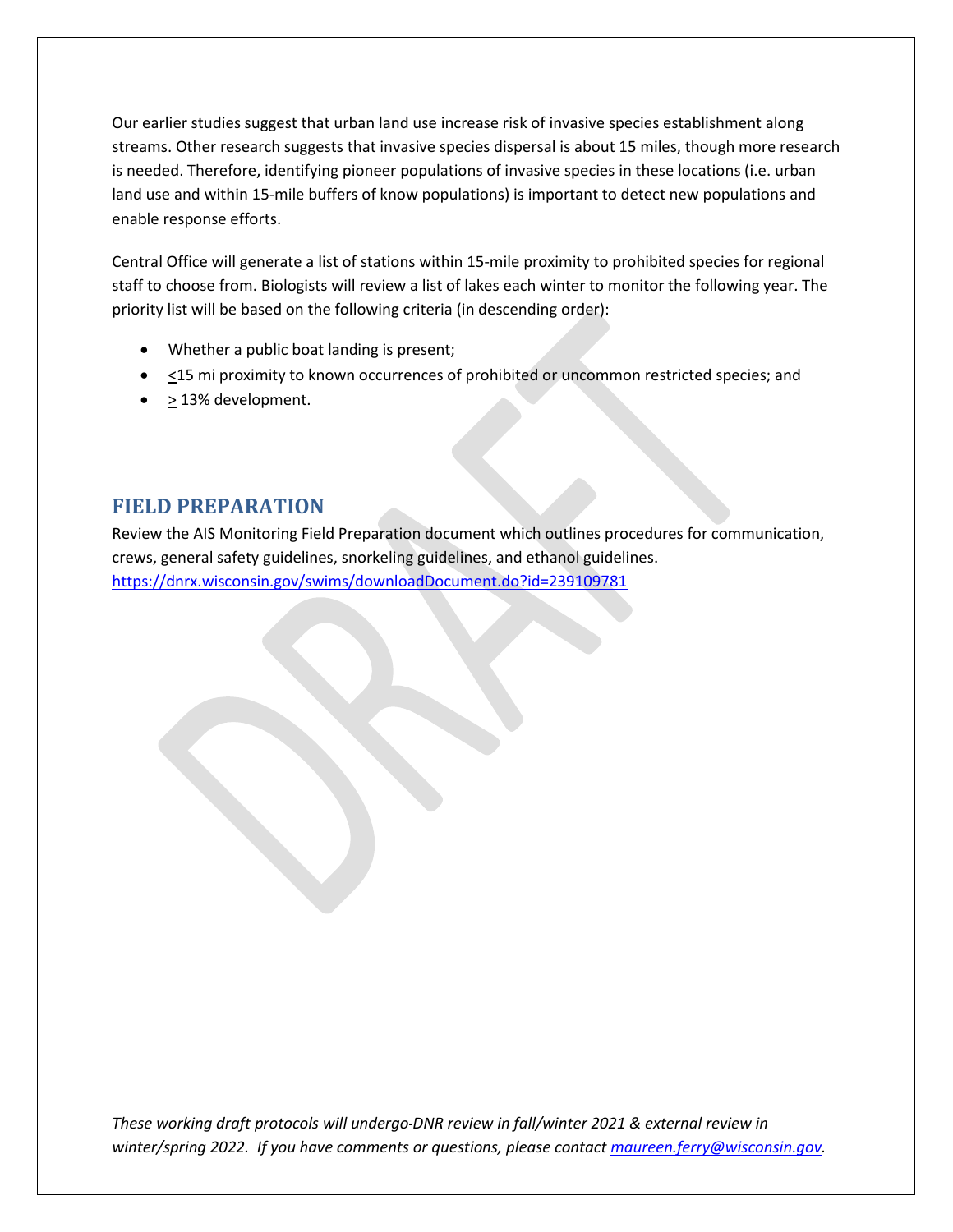Our earlier studies suggest that urban land use increase risk of invasive species establishment along streams. Other research suggests that invasive species dispersal is about 15 miles, though more research is needed. Therefore, identifying pioneer populations of invasive species in these locations (i.e. urban land use and within 15-mile buffers of know populations) is important to detect new populations and enable response efforts.

Central Office will generate a list of stations within 15-mile proximity to prohibited species for regional staff to choose from. Biologists will review a list of lakes each winter to monitor the following year. The priority list will be based on the following criteria (in descending order):

- Whether a public boat landing is present;
- ≤15 mi proximity to known occurrences of prohibited or uncommon restricted species; and
- ≥ 13% development.

## FIELD PREPARATION

Review the AIS Monitoring Field Preparation document which outlines procedures for communication, crews, general safety guidelines, snorkeling guidelines, and ethanol guidelines. https://dnrx.wisconsin.gov/swims/downloadDocument.do?id=239109781

*These working draft protocols will undergo DNR review in fall/winter 2021 & external review in winter/spring 2022. If you have comments or questions, please contact maureen.ferry@wisconsin.gov.*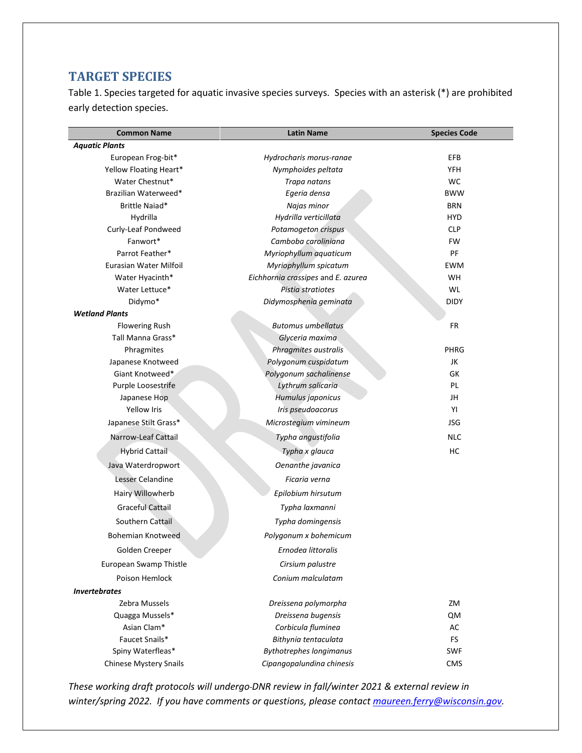## TARGET SPECIES

Table 1. Species targeted for aquatic invasive species surveys. Species with an asterisk (*) are prohibited early detection species.

| Common Name | Latin Name | Species Code |
|---|---|---|
| ***Aquatic Plants*** | | |
| European Frog-bit* | *Hydrocharis morus-ranae* | EFB |
| Yellow Floating Heart* | *Nymphoides peltata* | YFH |
| Water Chestnut* | *Trapa natans* | WC |
| Brazilian Waterweed* | *Egeria densa* | BWW |
| Brittle Naiad* | *Najas minor* | BRN |
| Hydrilla | *Hydrilla verticillata* | HYD |
| Curly-Leaf Pondweed | *Potamogeton crispus* | CLP |
| Fanwort* | *Camboba caroliniana* | FW |
| Parrot Feather* | *Myriophyllum aquaticum* | PF |
| Eurasian Water Milfoil | *Myriophyllum spicatum* | EWM |
| Water Hyacinth* | *Eichhornia crassipes* and *E. azurea* | WH |
| Water Lettuce* | *Pistia stratiotes* | WL |
| Didymo* | *Didymosphenia geminata* | DIDY |
| ***Wetland Plants*** | | |
| Flowering Rush | *Butomus umbellatus* | FR |
| Tall Manna Grass* | *Glyceria maxima* | |
| Phragmites | *Phragmites australis* | PHRG |
| Japanese Knotweed | *Polygonum cuspidatum* | JK |
| Giant Knotweed* | *Polygonum sachalinense* | GK |
| Purple Loosestrife | *Lythrum salicaria* | PL |
| Japanese Hop | *Humulus japonicus* | JH |
| Yellow Iris | *Iris pseudoacorus* | YI |
| Japanese Stilt Grass* | *Microstegium vimineum* | JSG |
| Narrow-Leaf Cattail | *Typha angustifolia* | NLC |
| Hybrid Cattail | *Typha x glauca* | HC |
| Java Waterdropwort | *Oenanthe javanica* | |
| Lesser Celandine | *Ficaria verna* | |
| Hairy Willowherb | *Epilobium hirsutum* | |
| Graceful Cattail | *Typha laxmanni* | |
| Southern Cattail | *Typha domingensis* | |
| Bohemian Knotweed | *Polygonum x bohemicum* | |
| Golden Creeper | *Ernodea littoralis* | |
| European Swamp Thistle | *Cirsium palustre* | |
| Poison Hemlock | *Conium malculatam* | |
| ***Invertebrates*** | | |
| Zebra Mussels | *Dreissena polymorpha* | ZM |
| Quagga Mussels* | *Dreissena bugensis* | QM |
| Asian Clam* | *Corbicula fluminea* | AC |
| Faucet Snails* | *Bithynia tentaculata* | FS |
| Spiny Waterfleas* | *Bythotrephes longimanus* | SWF |
| Chinese Mystery Snails | *Cipangopalundina chinesis* | CMS |

*These working draft protocols will undergo DNR review in fall/winter 2021 & external review in winter/spring 2022. If you have comments or questions, please contact [maureen.ferry@wisconsin.gov](mailto:maureen.ferry@wisconsin.gov).*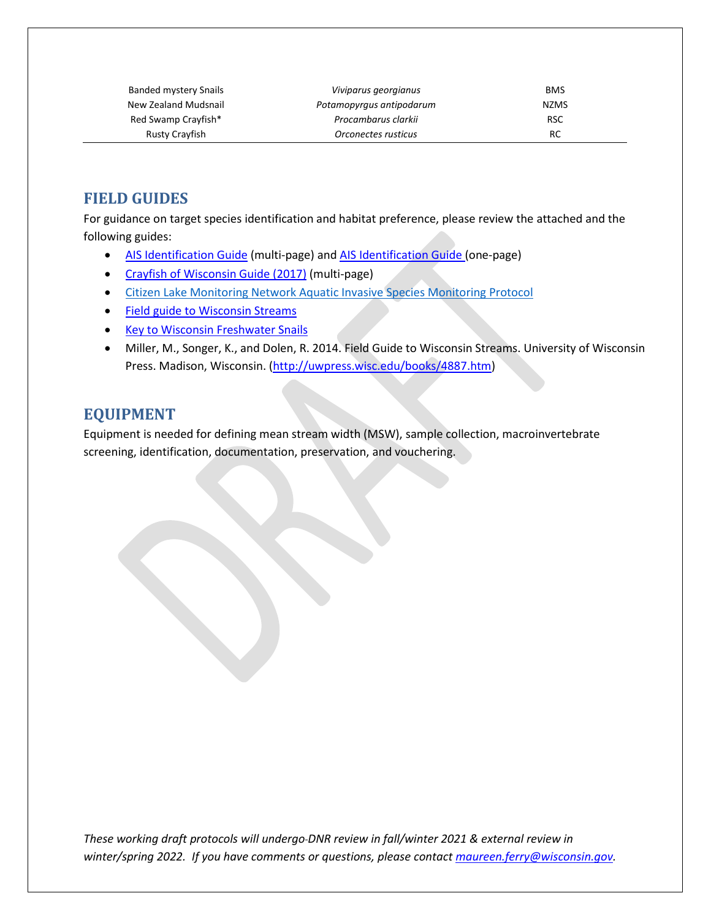| | | |
|---|---|---|
| Banded mystery Snails | *Viviparus georgianus* | BMS |
| New Zealand Mudsnail | *Potamopyrgus antipodarum* | NZMS |
| Red Swamp Crayfish* | *Procambarus clarkii* | RSC |
| Rusty Crayfish | *Orconectes rusticus* | RC |

## FIELD GUIDES

For guidance on target species identification and habitat preference, please review the attached and the following guides:

- AIS Identification Guide (multi-page) and AIS Identification Guide (one-page)
- Crayfish of Wisconsin Guide (2017) (multi-page)
- Citizen Lake Monitoring Network Aquatic Invasive Species Monitoring Protocol
- Field guide to Wisconsin Streams
- Key to Wisconsin Freshwater Snails
- Miller, M., Songer, K., and Dolen, R. 2014. Field Guide to Wisconsin Streams. University of Wisconsin Press. Madison, Wisconsin. (http://uwpress.wisc.edu/books/4887.htm)

## EQUIPMENT

Equipment is needed for defining mean stream width (MSW), sample collection, macroinvertebrate screening, identification, documentation, preservation, and vouchering.

*These working draft protocols will undergo DNR review in fall/winter 2021 & external review in winter/spring 2022. If you have comments or questions, please contact maureen.ferry@wisconsin.gov.*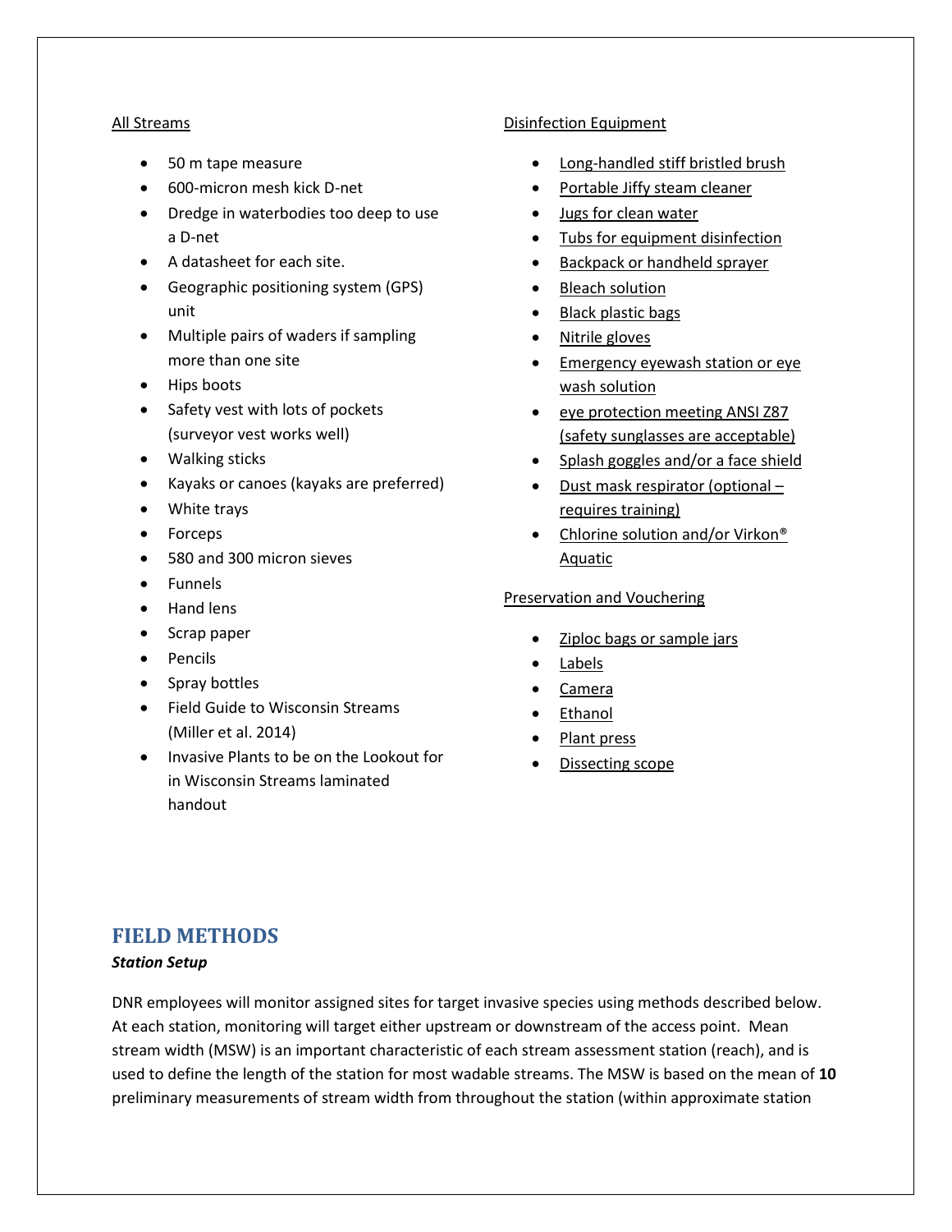All Streams

- 50 m tape measure
- 600-micron mesh kick D-net
- Dredge in waterbodies too deep to use a D-net
- A datasheet for each site.
- Geographic positioning system (GPS) unit
- Multiple pairs of waders if sampling more than one site
- Hips boots
- Safety vest with lots of pockets (surveyor vest works well)
- Walking sticks
- Kayaks or canoes (kayaks are preferred)
- White trays
- Forceps
- 580 and 300 micron sieves
- Funnels
- Hand lens
- Scrap paper
- Pencils
- Spray bottles
- Field Guide to Wisconsin Streams (Miller et al. 2014)
- Invasive Plants to be on the Lookout for in Wisconsin Streams laminated handout

Disinfection Equipment

- Long-handled stiff bristled brush
- Portable Jiffy steam cleaner
- Jugs for clean water
- Tubs for equipment disinfection
- Backpack or handheld sprayer
- Bleach solution
- Black plastic bags
- Nitrile gloves
- Emergency eyewash station or eye wash solution
- eye protection meeting ANSI Z87 (safety sunglasses are acceptable)
- Splash goggles and/or a face shield
- Dust mask respirator (optional – requires training)
- Chlorine solution and/or Virkon® Aquatic

Preservation and Vouchering

- Ziploc bags or sample jars
- Labels
- Camera
- Ethanol
- Plant press
- Dissecting scope

## FIELD METHODS

### *Station Setup*

DNR employees will monitor assigned sites for target invasive species using methods described below. At each station, monitoring will target either upstream or downstream of the access point. Mean stream width (MSW) is an important characteristic of each stream assessment station (reach), and is used to define the length of the station for most wadable streams. The MSW is based on the mean of **10** preliminary measurements of stream width from throughout the station (within approximate station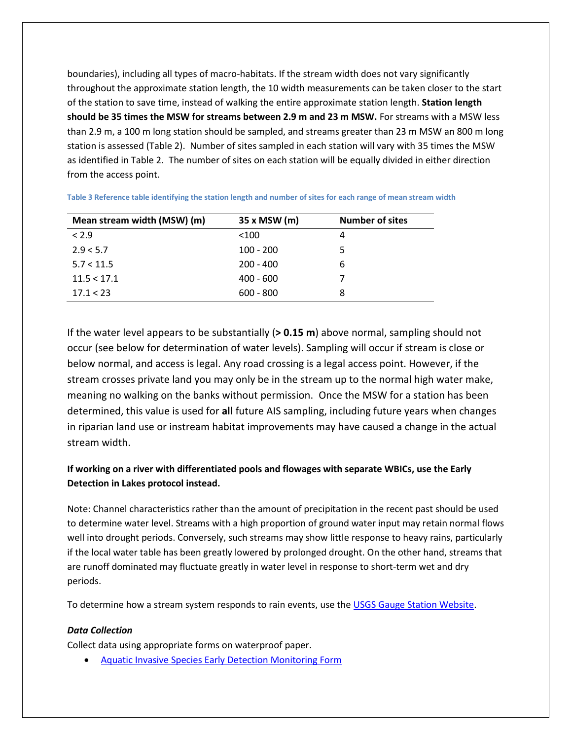boundaries), including all types of macro-habitats. If the stream width does not vary significantly throughout the approximate station length, the 10 width measurements can be taken closer to the start of the station to save time, instead of walking the entire approximate station length. **Station length should be 35 times the MSW for streams between 2.9 m and 23 m MSW.** For streams with a MSW less than 2.9 m, a 100 m long station should be sampled, and streams greater than 23 m MSW an 800 m long station is assessed (Table 2). Number of sites sampled in each station will vary with 35 times the MSW as identified in Table 2. The number of sites on each station will be equally divided in either direction from the access point.

**Table 3 Reference table identifying the station length and number of sites for each range of mean stream width**

| Mean stream width (MSW) (m) | 35 x MSW (m) | Number of sites |
|---|---|---|
| < 2.9 | <100 | 4 |
| 2.9 < 5.7 | 100 - 200 | 5 |
| 5.7 < 11.5 | 200 - 400 | 6 |
| 11.5 < 17.1 | 400 - 600 | 7 |
| 17.1 < 23 | 600 - 800 | 8 |

If the water level appears to be substantially (**> 0.15 m**) above normal, sampling should not occur (see below for determination of water levels). Sampling will occur if stream is close or below normal, and access is legal. Any road crossing is a legal access point. However, if the stream crosses private land you may only be in the stream up to the normal high water make, meaning no walking on the banks without permission. Once the MSW for a station has been determined, this value is used for **all** future AIS sampling, including future years when changes in riparian land use or instream habitat improvements may have caused a change in the actual stream width.

**If working on a river with differentiated pools and flowages with separate WBICs, use the Early Detection in Lakes protocol instead.**

Note: Channel characteristics rather than the amount of precipitation in the recent past should be used to determine water level. Streams with a high proportion of ground water input may retain normal flows well into drought periods. Conversely, such streams may show little response to heavy rains, particularly if the local water table has been greatly lowered by prolonged drought. On the other hand, streams that are runoff dominated may fluctuate greatly in water level in response to short-term wet and dry periods.

To determine how a stream system responds to rain events, use the USGS Gauge Station Website.

***Data Collection***

Collect data using appropriate forms on waterproof paper.

- Aquatic Invasive Species Early Detection Monitoring Form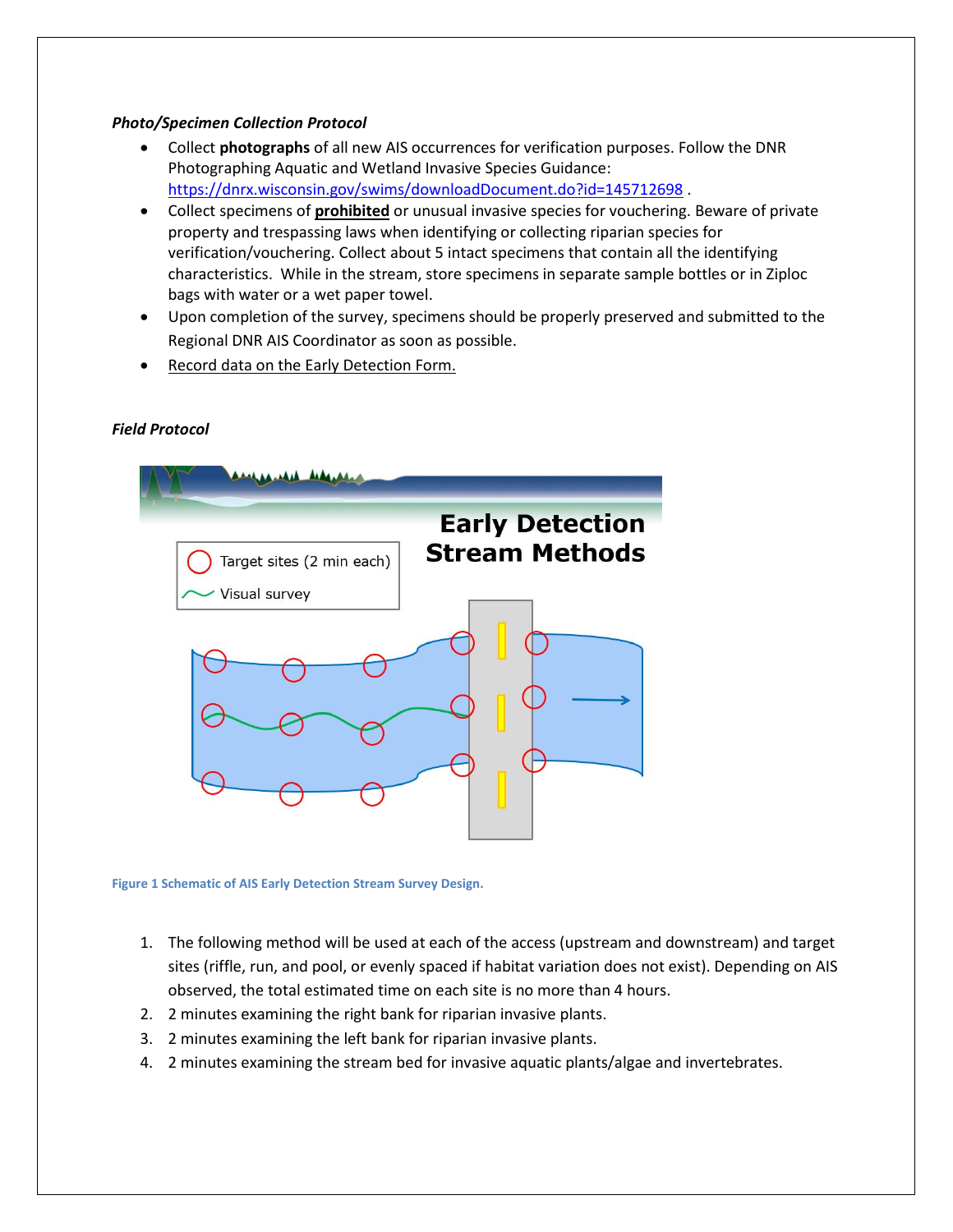***Photo/Specimen Collection Protocol***

- Collect **photographs** of all new AIS occurrences for verification purposes. Follow the DNR Photographing Aquatic and Wetland Invasive Species Guidance: https://dnrx.wisconsin.gov/swims/downloadDocument.do?id=145712698 .
- Collect specimens of **prohibited** or unusual invasive species for vouchering. Beware of private property and trespassing laws when identifying or collecting riparian species for verification/vouchering. Collect about 5 intact specimens that contain all the identifying characteristics. While in the stream, store specimens in separate sample bottles or in Ziploc bags with water or a wet paper towel.
- Upon completion of the survey, specimens should be properly preserved and submitted to the Regional DNR AIS Coordinator as soon as possible.
- Record data on the Early Detection Form.

***Field Protocol***

Figure 1 Schematic of AIS Early Detection Stream Survey Design.

1. The following method will be used at each of the access (upstream and downstream) and target sites (riffle, run, and pool, or evenly spaced if habitat variation does not exist). Depending on AIS observed, the total estimated time on each site is no more than 4 hours.
2. 2 minutes examining the right bank for riparian invasive plants.
3. 2 minutes examining the left bank for riparian invasive plants.
4. 2 minutes examining the stream bed for invasive aquatic plants/algae and invertebrates.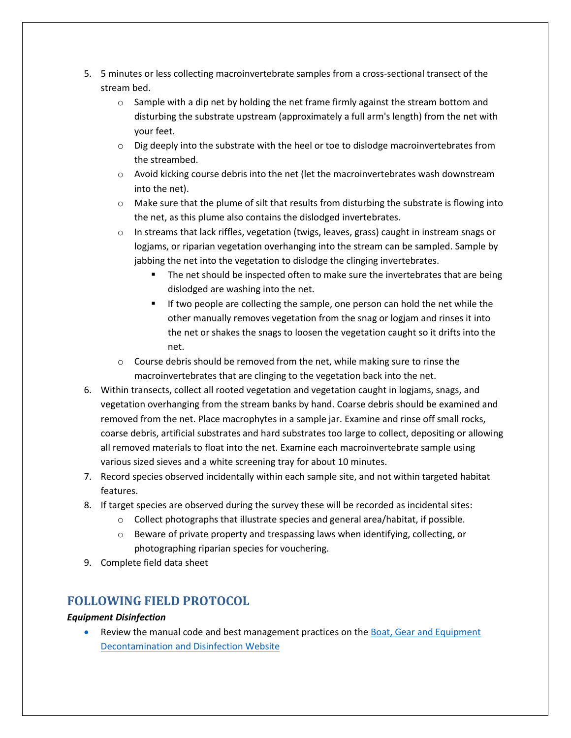5. 5 minutes or less collecting macroinvertebrate samples from a cross-sectional transect of the stream bed.
    - Sample with a dip net by holding the net frame firmly against the stream bottom and disturbing the substrate upstream (approximately a full arm's length) from the net with your feet.
    - Dig deeply into the substrate with the heel or toe to dislodge macroinvertebrates from the streambed.
    - Avoid kicking course debris into the net (let the macroinvertebrates wash downstream into the net).
    - Make sure that the plume of silt that results from disturbing the substrate is flowing into the net, as this plume also contains the dislodged invertebrates.
    - In streams that lack riffles, vegetation (twigs, leaves, grass) caught in instream snags or logjams, or riparian vegetation overhanging into the stream can be sampled. Sample by jabbing the net into the vegetation to dislodge the clinging invertebrates.
        - The net should be inspected often to make sure the invertebrates that are being dislodged are washing into the net.
        - If two people are collecting the sample, one person can hold the net while the other manually removes vegetation from the snag or logjam and rinses it into the net or shakes the snags to loosen the vegetation caught so it drifts into the net.
    - Course debris should be removed from the net, while making sure to rinse the macroinvertebrates that are clinging to the vegetation back into the net.
6. Within transects, collect all rooted vegetation and vegetation caught in logjams, snags, and vegetation overhanging from the stream banks by hand. Coarse debris should be examined and removed from the net. Place macrophytes in a sample jar. Examine and rinse off small rocks, coarse debris, artificial substrates and hard substrates too large to collect, depositing or allowing all removed materials to float into the net. Examine each macroinvertebrate sample using various sized sieves and a white screening tray for about 10 minutes.
7. Record species observed incidentally within each sample site, and not within targeted habitat features.
8. If target species are observed during the survey these will be recorded as incidental sites:
    - Collect photographs that illustrate species and general area/habitat, if possible.
    - Beware of private property and trespassing laws when identifying, collecting, or photographing riparian species for vouchering.
9. Complete field data sheet

## FOLLOWING FIELD PROTOCOL

***Equipment Disinfection***

- Review the manual code and best management practices on the [Boat, Gear and Equipment Decontamination and Disinfection Website]()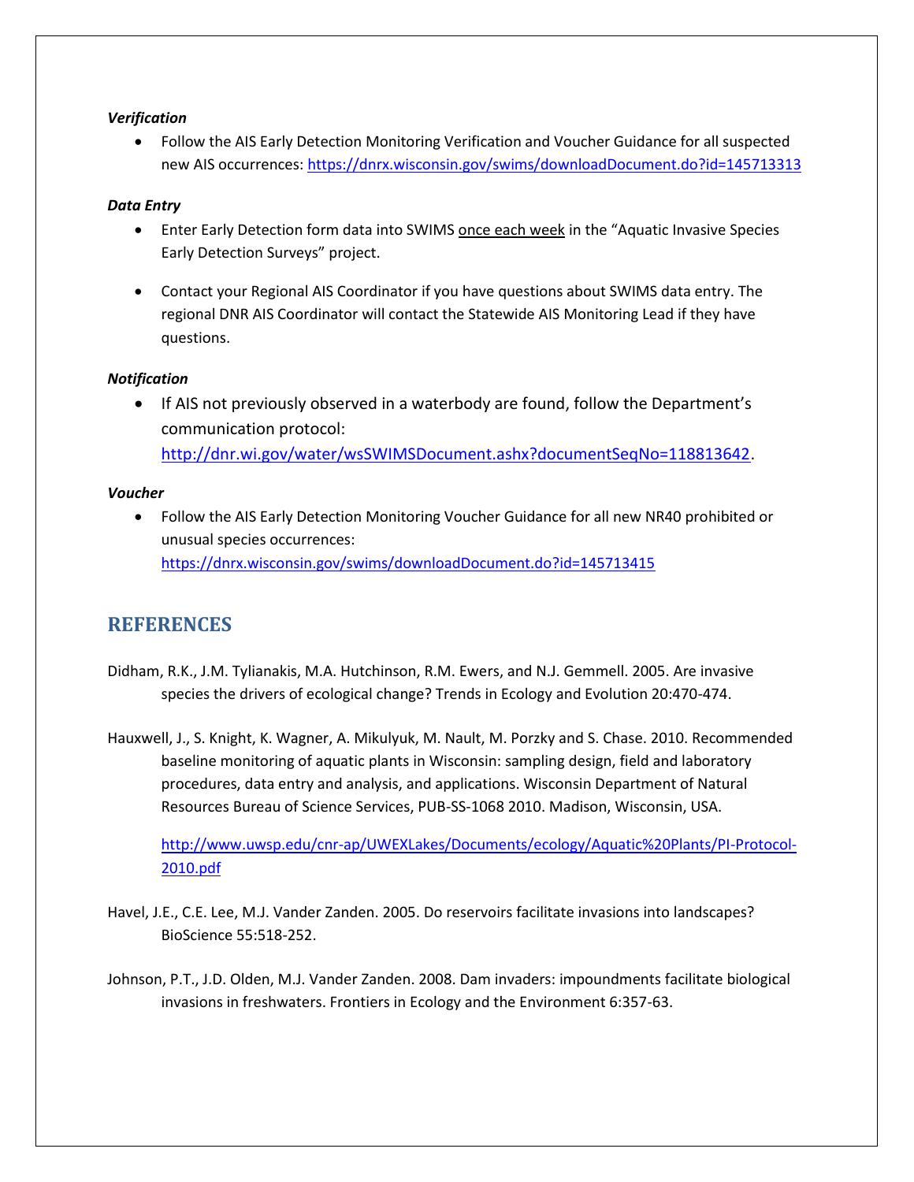***Verification***

- Follow the AIS Early Detection Monitoring Verification and Voucher Guidance for all suspected new AIS occurrences: https://dnrx.wisconsin.gov/swims/downloadDocument.do?id=145713313

***Data Entry***

- Enter Early Detection form data into SWIMS once each week in the "Aquatic Invasive Species Early Detection Surveys" project.

- Contact your Regional AIS Coordinator if you have questions about SWIMS data entry. The regional DNR AIS Coordinator will contact the Statewide AIS Monitoring Lead if they have questions.

***Notification***

- If AIS not previously observed in a waterbody are found, follow the Department's communication protocol: http://dnr.wi.gov/water/wsSWIMSDocument.ashx?documentSeqNo=118813642.

***Voucher***

- Follow the AIS Early Detection Monitoring Voucher Guidance for all new NR40 prohibited or unusual species occurrences: https://dnrx.wisconsin.gov/swims/downloadDocument.do?id=145713415

## REFERENCES

Didham, R.K., J.M. Tylianakis, M.A. Hutchinson, R.M. Ewers, and N.J. Gemmell. 2005. Are invasive species the drivers of ecological change? Trends in Ecology and Evolution 20:470-474.

Hauxwell, J., S. Knight, K. Wagner, A. Mikulyuk, M. Nault, M. Porzky and S. Chase. 2010. Recommended baseline monitoring of aquatic plants in Wisconsin: sampling design, field and laboratory procedures, data entry and analysis, and applications. Wisconsin Department of Natural Resources Bureau of Science Services, PUB-SS-1068 2010. Madison, Wisconsin, USA.

http://www.uwsp.edu/cnr-ap/UWEXLakes/Documents/ecology/Aquatic%20Plants/PI-Protocol-2010.pdf

Havel, J.E., C.E. Lee, M.J. Vander Zanden. 2005. Do reservoirs facilitate invasions into landscapes? BioScience 55:518-252.

Johnson, P.T., J.D. Olden, M.J. Vander Zanden. 2008. Dam invaders: impoundments facilitate biological invasions in freshwaters. Frontiers in Ecology and the Environment 6:357-63.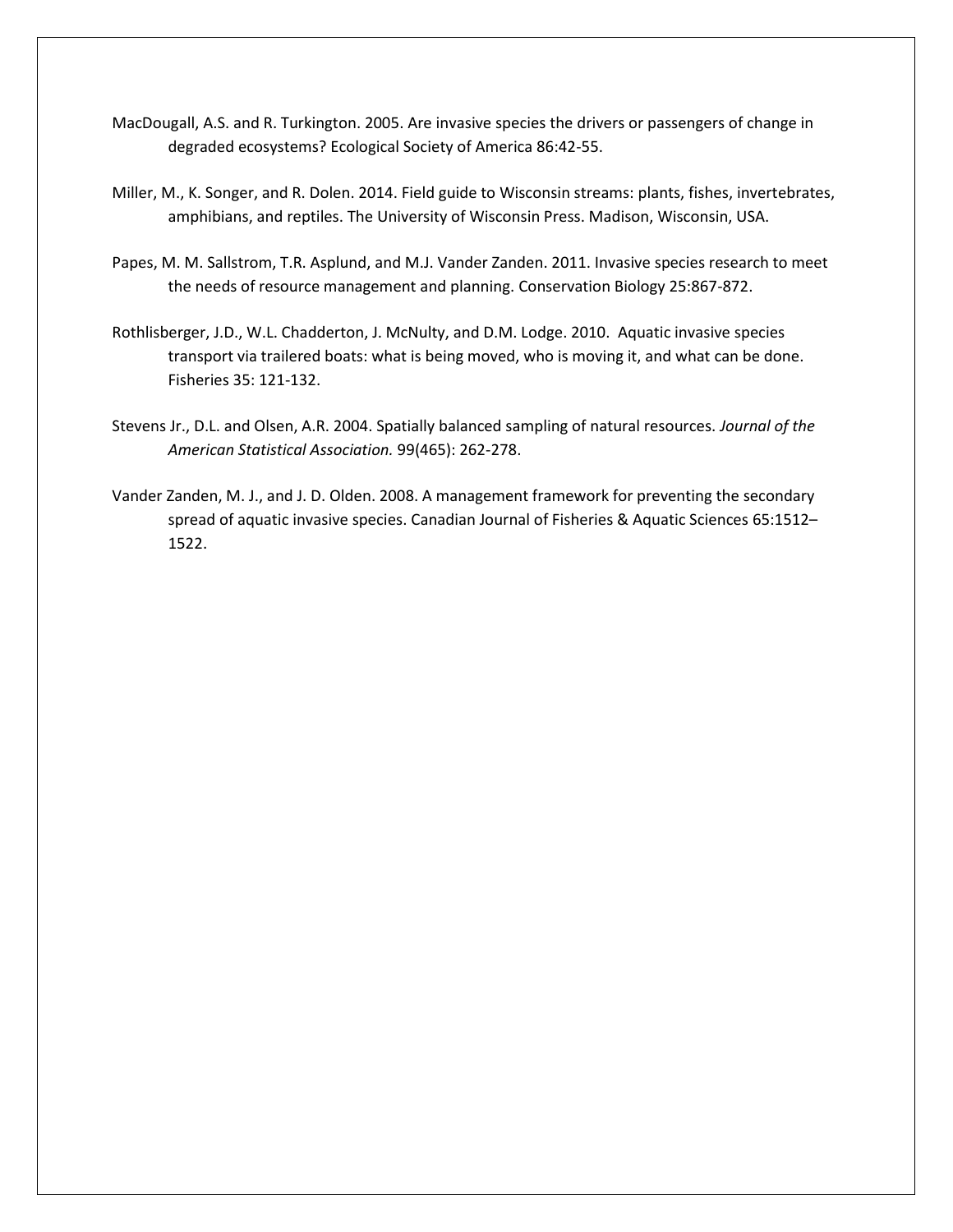MacDougall, A.S. and R. Turkington. 2005. Are invasive species the drivers or passengers of change in degraded ecosystems? Ecological Society of America 86:42-55.

Miller, M., K. Songer, and R. Dolen. 2014. Field guide to Wisconsin streams: plants, fishes, invertebrates, amphibians, and reptiles. The University of Wisconsin Press. Madison, Wisconsin, USA.

Papes, M. M. Sallstrom, T.R. Asplund, and M.J. Vander Zanden. 2011. Invasive species research to meet the needs of resource management and planning. Conservation Biology 25:867-872.

Rothlisberger, J.D., W.L. Chadderton, J. McNulty, and D.M. Lodge. 2010. Aquatic invasive species transport via trailered boats: what is being moved, who is moving it, and what can be done. Fisheries 35: 121-132.

Stevens Jr., D.L. and Olsen, A.R. 2004. Spatially balanced sampling of natural resources. *Journal of the American Statistical Association.* 99(465): 262-278.

Vander Zanden, M. J., and J. D. Olden. 2008. A management framework for preventing the secondary spread of aquatic invasive species. Canadian Journal of Fisheries & Aquatic Sciences 65:1512–1522.